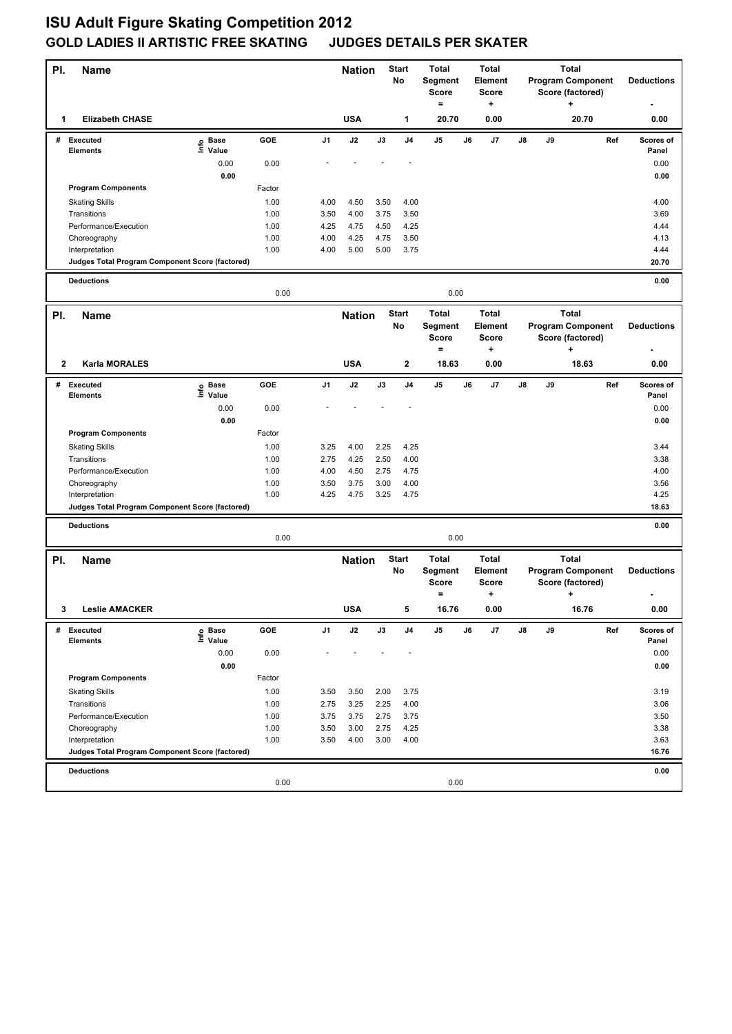# ISU Adult Figure Skating Competition 2012

## GOLD LADIES II ARTISTIC FREE SKATING JUDGES DETAILS PER SKATER

| Pl. | Name | Nation | Start No | Total Segment Score = | Total Element Score + | Total Program Component Score (factored) + | Deductions - |
|---|---|---|---|---|---|---|---|
| 1 | Elizabeth CHASE | USA | 1 | 20.70 | 0.00 | 20.70 | 0.00 |

| # | Executed Elements | Info | Base Value | GOE | J1 | J2 | J3 | J4 | J5 | J6 | J7 | J8 | J9 | Ref | Scores of Panel |
|---|---|---|---|---|---|---|---|---|---|---|---|---|---|---|---|
| | | | 0.00 | 0.00 | - | - | - | - | | | | | | | 0.00 |
| | | | 0.00 | | | | | | | | | | | | 0.00 |
| | Program Components | | | Factor | | | | | | | | | | | |
| | Skating Skills | | | 1.00 | 4.00 | 4.50 | 3.50 | 4.00 | | | | | | | 4.00 |
| | Transitions | | | 1.00 | 3.50 | 4.00 | 3.75 | 3.50 | | | | | | | 3.69 |
| | Performance/Execution | | | 1.00 | 4.25 | 4.75 | 4.50 | 4.25 | | | | | | | 4.44 |
| | Choreography | | | 1.00 | 4.00 | 4.25 | 4.75 | 3.50 | | | | | | | 4.13 |
| | Interpretation | | | 1.00 | 4.00 | 5.00 | 5.00 | 3.75 | | | | | | | 4.44 |
| | Judges Total Program Component Score (factored) | | | | | | | | | | | | | | 20.70 |
| | Deductions | | | 0.00 | | | | | 0.00 | | | | | | 0.00 |

| Pl. | Name | Nation | Start No | Total Segment Score = | Total Element Score + | Total Program Component Score (factored) + | Deductions - |
|---|---|---|---|---|---|---|---|
| 2 | Karla MORALES | USA | 2 | 18.63 | 0.00 | 18.63 | 0.00 |

| # | Executed Elements | Info | Base Value | GOE | J1 | J2 | J3 | J4 | J5 | J6 | J7 | J8 | J9 | Ref | Scores of Panel |
|---|---|---|---|---|---|---|---|---|---|---|---|---|---|---|---|
| | | | 0.00 | 0.00 | - | - | - | - | | | | | | | 0.00 |
| | | | 0.00 | | | | | | | | | | | | 0.00 |
| | Program Components | | | Factor | | | | | | | | | | | |
| | Skating Skills | | | 1.00 | 3.25 | 4.00 | 2.25 | 4.25 | | | | | | | 3.44 |
| | Transitions | | | 1.00 | 2.75 | 4.25 | 2.50 | 4.00 | | | | | | | 3.38 |
| | Performance/Execution | | | 1.00 | 4.00 | 4.50 | 2.75 | 4.75 | | | | | | | 4.00 |
| | Choreography | | | 1.00 | 3.50 | 3.75 | 3.00 | 4.00 | | | | | | | 3.56 |
| | Interpretation | | | 1.00 | 4.25 | 4.75 | 3.25 | 4.75 | | | | | | | 4.25 |
| | Judges Total Program Component Score (factored) | | | | | | | | | | | | | | 18.63 |
| | Deductions | | | 0.00 | | | | | 0.00 | | | | | | 0.00 |

| Pl. | Name | Nation | Start No | Total Segment Score = | Total Element Score + | Total Program Component Score (factored) + | Deductions - |
|---|---|---|---|---|---|---|---|
| 3 | Leslie AMACKER | USA | 5 | 16.76 | 0.00 | 16.76 | 0.00 |

| # | Executed Elements | Info | Base Value | GOE | J1 | J2 | J3 | J4 | J5 | J6 | J7 | J8 | J9 | Ref | Scores of Panel |
|---|---|---|---|---|---|---|---|---|---|---|---|---|---|---|---|
| | | | 0.00 | 0.00 | - | - | - | - | | | | | | | 0.00 |
| | | | 0.00 | | | | | | | | | | | | 0.00 |
| | Program Components | | | Factor | | | | | | | | | | | |
| | Skating Skills | | | 1.00 | 3.50 | 3.50 | 2.00 | 3.75 | | | | | | | 3.19 |
| | Transitions | | | 1.00 | 2.75 | 3.25 | 2.25 | 4.00 | | | | | | | 3.06 |
| | Performance/Execution | | | 1.00 | 3.75 | 3.75 | 2.75 | 3.75 | | | | | | | 3.50 |
| | Choreography | | | 1.00 | 3.50 | 3.00 | 2.75 | 4.25 | | | | | | | 3.38 |
| | Interpretation | | | 1.00 | 3.50 | 4.00 | 3.00 | 4.00 | | | | | | | 3.63 |
| | Judges Total Program Component Score (factored) | | | | | | | | | | | | | | 16.76 |
| | Deductions | | | 0.00 | | | | | 0.00 | | | | | | 0.00 |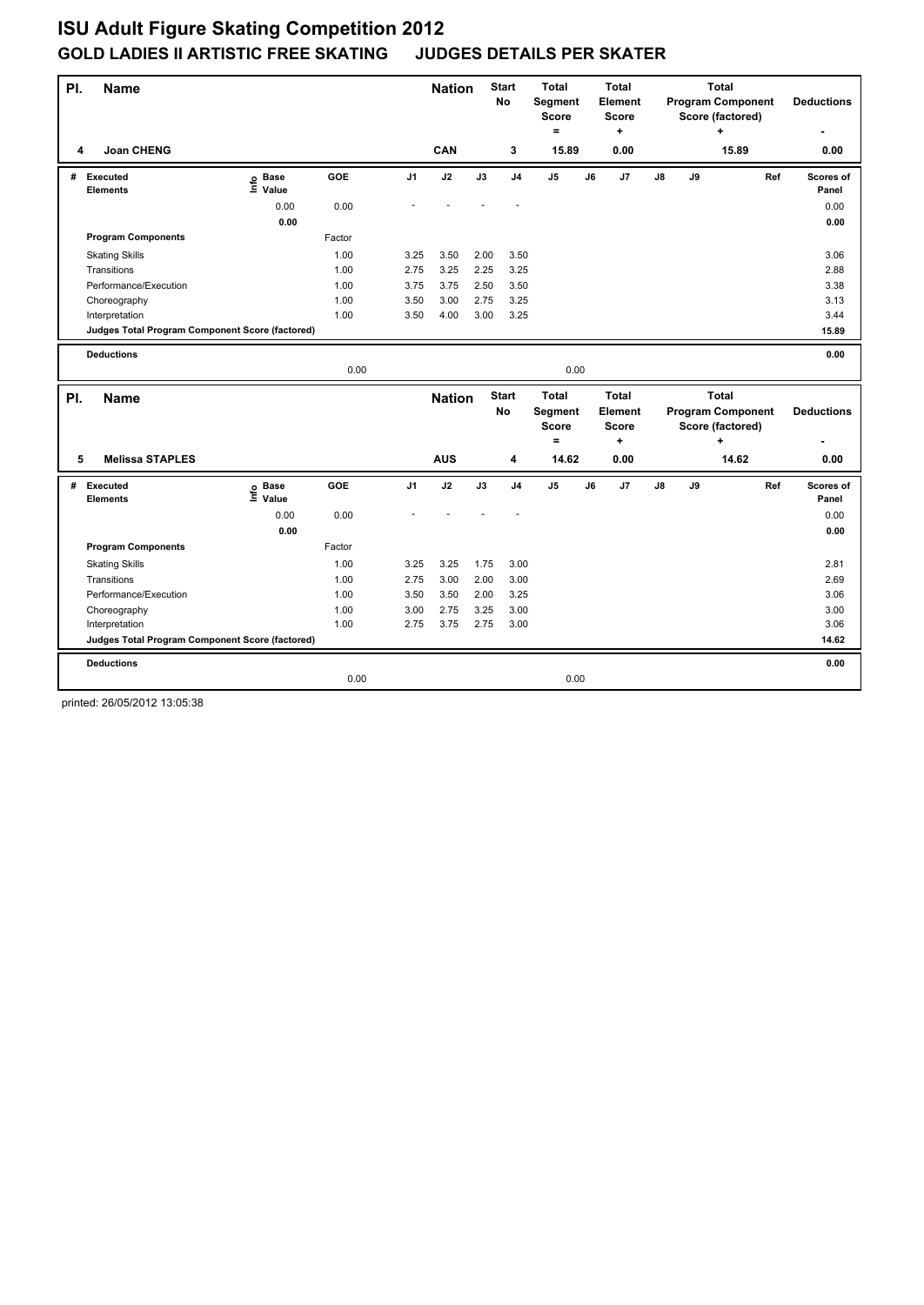# ISU Adult Figure Skating Competition 2012

## GOLD LADIES II ARTISTIC FREE SKATING JUDGES DETAILS PER SKATER

| Pl. | Name | Nation | Start No | Total Segment Score = | Total Element Score + | Total Program Component Score (factored) + | Deductions - |
|---|---|---|---|---|---|---|---|
| 4 | Joan CHENG | CAN | 3 | 15.89 | 0.00 | 15.89 | 0.00 |

| # | Executed Elements | Info | Base Value | GOE | J1 | J2 | J3 | J4 | J5 | J6 | J7 | J8 | J9 | Ref | Scores of Panel |
|---|---|---|---|---|---|---|---|---|---|---|---|---|---|---|---|
| | | | 0.00 | 0.00 | - | - | - | - | | | | | | | 0.00 |
| | | | 0.00 | | | | | | | | | | | | 0.00 |
| | **Program Components** | | | Factor | | | | | | | | | | | |
| | Skating Skills | | | 1.00 | 3.25 | 3.50 | 2.00 | 3.50 | | | | | | | 3.06 |
| | Transitions | | | 1.00 | 2.75 | 3.25 | 2.25 | 3.25 | | | | | | | 2.88 |
| | Performance/Execution | | | 1.00 | 3.75 | 3.75 | 2.50 | 3.50 | | | | | | | 3.38 |
| | Choreography | | | 1.00 | 3.50 | 3.00 | 2.75 | 3.25 | | | | | | | 3.13 |
| | Interpretation | | | 1.00 | 3.50 | 4.00 | 3.00 | 3.25 | | | | | | | 3.44 |
| | **Judges Total Program Component Score (factored)** | | | | | | | | | | | | | | **15.89** |
| | **Deductions** | | | | | | | | | | | | | | **0.00** |
| | | | | 0.00 | | | | | 0.00 | | | | | | |

| Pl. | Name | Nation | Start No | Total Segment Score = | Total Element Score + | Total Program Component Score (factored) + | Deductions - |
|---|---|---|---|---|---|---|---|
| 5 | Melissa STAPLES | AUS | 4 | 14.62 | 0.00 | 14.62 | 0.00 |

| # | Executed Elements | Info | Base Value | GOE | J1 | J2 | J3 | J4 | J5 | J6 | J7 | J8 | J9 | Ref | Scores of Panel |
|---|---|---|---|---|---|---|---|---|---|---|---|---|---|---|---|
| | | | 0.00 | 0.00 | - | - | - | - | | | | | | | 0.00 |
| | | | 0.00 | | | | | | | | | | | | 0.00 |
| | **Program Components** | | | Factor | | | | | | | | | | | |
| | Skating Skills | | | 1.00 | 3.25 | 3.25 | 1.75 | 3.00 | | | | | | | 2.81 |
| | Transitions | | | 1.00 | 2.75 | 3.00 | 2.00 | 3.00 | | | | | | | 2.69 |
| | Performance/Execution | | | 1.00 | 3.50 | 3.50 | 2.00 | 3.25 | | | | | | | 3.06 |
| | Choreography | | | 1.00 | 3.00 | 2.75 | 3.25 | 3.00 | | | | | | | 3.00 |
| | Interpretation | | | 1.00 | 2.75 | 3.75 | 2.75 | 3.00 | | | | | | | 3.06 |
| | **Judges Total Program Component Score (factored)** | | | | | | | | | | | | | | **14.62** |
| | **Deductions** | | | | | | | | | | | | | | **0.00** |
| | | | | 0.00 | | | | | 0.00 | | | | | | |

printed: 26/05/2012 13:05:38